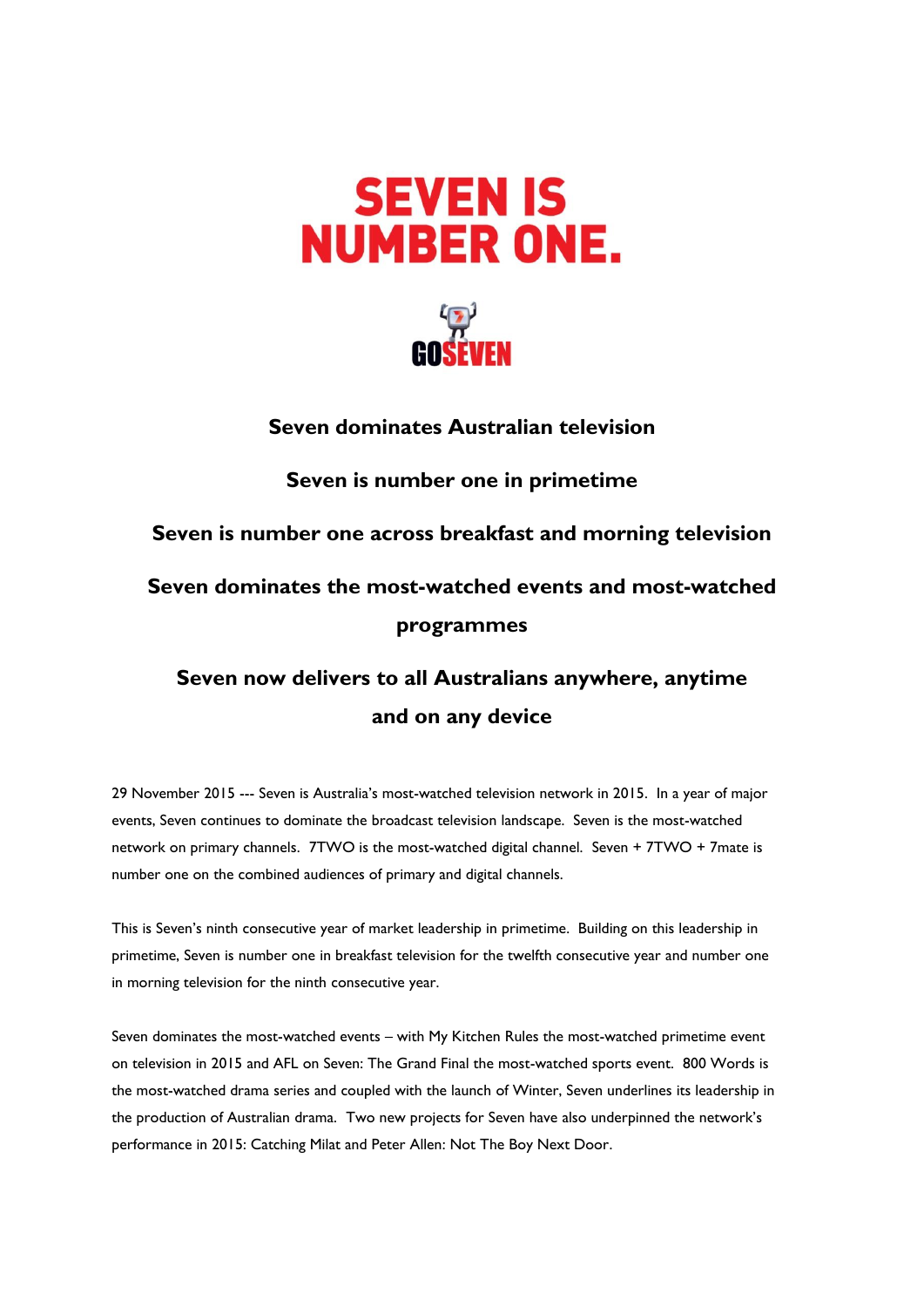# SEVEN IS NUMBER ONE.

GOSEVEN

## Seven dominates Australian television

## Seven is number one in primetime

## Seven is number one across breakfast and morning television

## Seven dominates the most-watched events and most-watched programmes

## Seven now delivers to all Australians anywhere, anytime and on any device

29 November 2015 --- Seven is Australia's most-watched television network in 2015. In a year of major events, Seven continues to dominate the broadcast television landscape. Seven is the most-watched network on primary channels. 7TWO is the most-watched digital channel. Seven + 7TWO + 7mate is number one on the combined audiences of primary and digital channels.

This is Seven's ninth consecutive year of market leadership in primetime. Building on this leadership in primetime, Seven is number one in breakfast television for the twelfth consecutive year and number one in morning television for the ninth consecutive year.

Seven dominates the most-watched events – with My Kitchen Rules the most-watched primetime event on television in 2015 and AFL on Seven: The Grand Final the most-watched sports event. 800 Words is the most-watched drama series and coupled with the launch of Winter, Seven underlines its leadership in the production of Australian drama. Two new projects for Seven have also underpinned the network's performance in 2015: Catching Milat and Peter Allen: Not The Boy Next Door.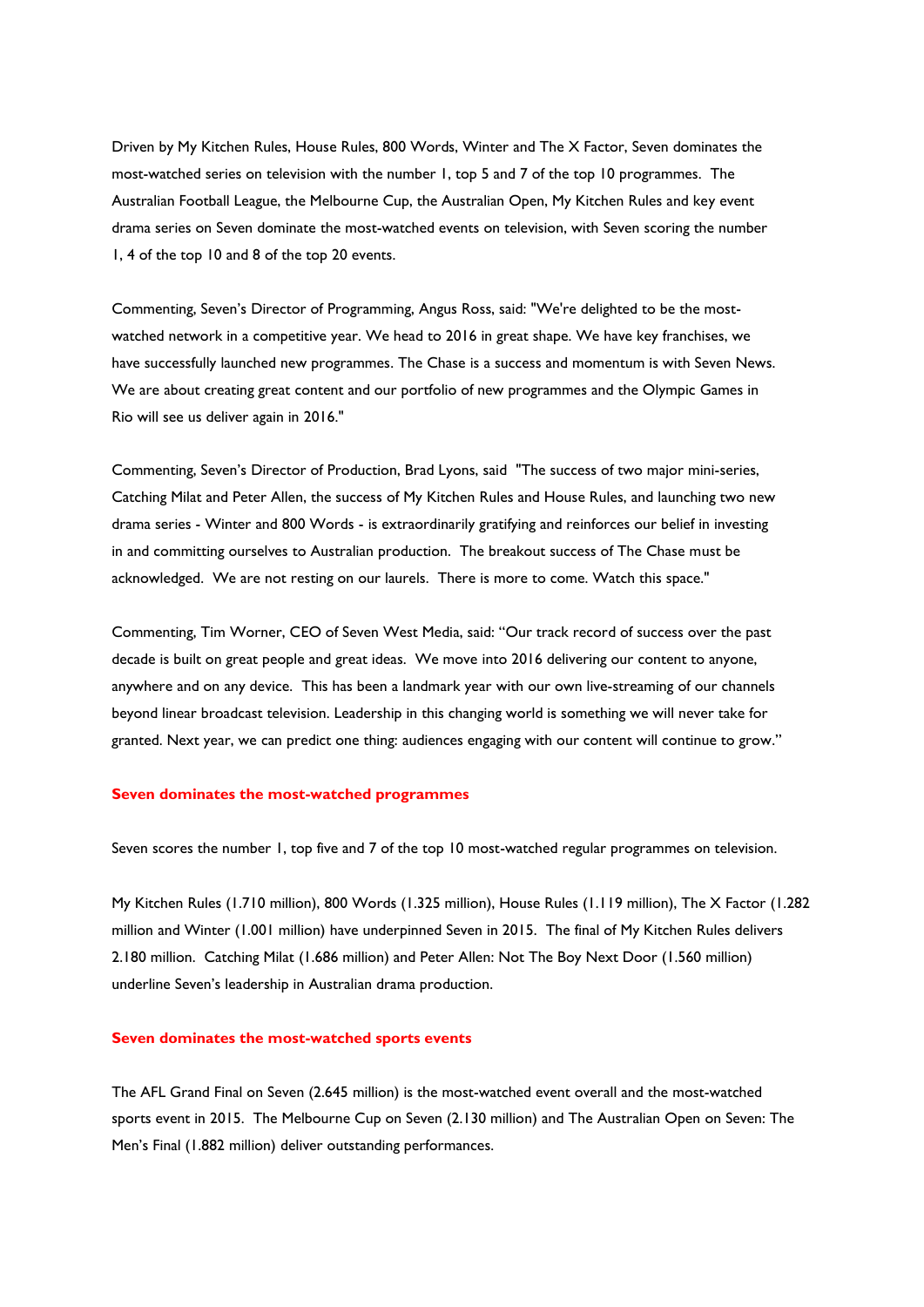Driven by My Kitchen Rules, House Rules, 800 Words, Winter and The X Factor, Seven dominates the most-watched series on television with the number 1, top 5 and 7 of the top 10 programmes. The Australian Football League, the Melbourne Cup, the Australian Open, My Kitchen Rules and key event drama series on Seven dominate the most-watched events on television, with Seven scoring the number 1, 4 of the top 10 and 8 of the top 20 events.

Commenting, Seven's Director of Programming, Angus Ross, said: "We're delighted to be the most-watched network in a competitive year. We head to 2016 in great shape. We have key franchises, we have successfully launched new programmes. The Chase is a success and momentum is with Seven News. We are about creating great content and our portfolio of new programmes and the Olympic Games in Rio will see us deliver again in 2016."

Commenting, Seven's Director of Production, Brad Lyons, said "The success of two major mini-series, Catching Milat and Peter Allen, the success of My Kitchen Rules and House Rules, and launching two new drama series - Winter and 800 Words - is extraordinarily gratifying and reinforces our belief in investing in and committing ourselves to Australian production. The breakout success of The Chase must be acknowledged. We are not resting on our laurels. There is more to come. Watch this space."

Commenting, Tim Worner, CEO of Seven West Media, said: "Our track record of success over the past decade is built on great people and great ideas. We move into 2016 delivering our content to anyone, anywhere and on any device. This has been a landmark year with our own live-streaming of our channels beyond linear broadcast television. Leadership in this changing world is something we will never take for granted. Next year, we can predict one thing: audiences engaging with our content will continue to grow."

**Seven dominates the most-watched programmes**

Seven scores the number 1, top five and 7 of the top 10 most-watched regular programmes on television.

My Kitchen Rules (1.710 million), 800 Words (1.325 million), House Rules (1.119 million), The X Factor (1.282 million and Winter (1.001 million) have underpinned Seven in 2015. The final of My Kitchen Rules delivers 2.180 million. Catching Milat (1.686 million) and Peter Allen: Not The Boy Next Door (1.560 million) underline Seven's leadership in Australian drama production.

**Seven dominates the most-watched sports events**

The AFL Grand Final on Seven (2.645 million) is the most-watched event overall and the most-watched sports event in 2015. The Melbourne Cup on Seven (2.130 million) and The Australian Open on Seven: The Men's Final (1.882 million) deliver outstanding performances.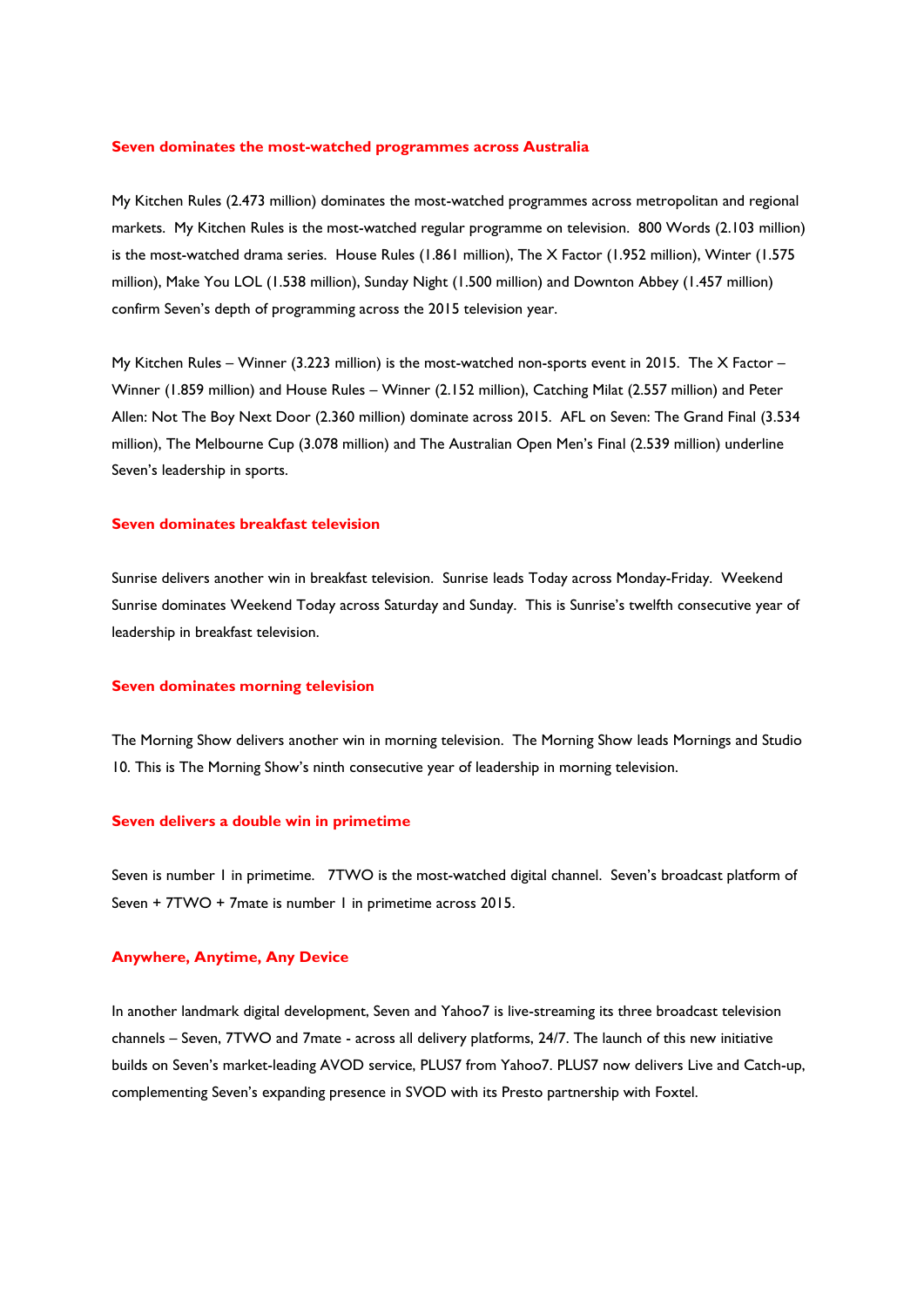## Seven dominates the most-watched programmes across Australia

My Kitchen Rules (2.473 million) dominates the most-watched programmes across metropolitan and regional markets. My Kitchen Rules is the most-watched regular programme on television. 800 Words (2.103 million) is the most-watched drama series. House Rules (1.861 million), The X Factor (1.952 million), Winter (1.575 million), Make You LOL (1.538 million), Sunday Night (1.500 million) and Downton Abbey (1.457 million) confirm Seven's depth of programming across the 2015 television year.

My Kitchen Rules – Winner (3.223 million) is the most-watched non-sports event in 2015. The X Factor – Winner (1.859 million) and House Rules – Winner (2.152 million), Catching Milat (2.557 million) and Peter Allen: Not The Boy Next Door (2.360 million) dominate across 2015. AFL on Seven: The Grand Final (3.534 million), The Melbourne Cup (3.078 million) and The Australian Open Men's Final (2.539 million) underline Seven's leadership in sports.

## Seven dominates breakfast television

Sunrise delivers another win in breakfast television. Sunrise leads Today across Monday-Friday. Weekend Sunrise dominates Weekend Today across Saturday and Sunday. This is Sunrise's twelfth consecutive year of leadership in breakfast television.

## Seven dominates morning television

The Morning Show delivers another win in morning television. The Morning Show leads Mornings and Studio 10. This is The Morning Show's ninth consecutive year of leadership in morning television.

## Seven delivers a double win in primetime

Seven is number 1 in primetime. 7TWO is the most-watched digital channel. Seven's broadcast platform of Seven + 7TWO + 7mate is number 1 in primetime across 2015.

## Anywhere, Anytime, Any Device

In another landmark digital development, Seven and Yahoo7 is live-streaming its three broadcast television channels – Seven, 7TWO and 7mate - across all delivery platforms, 24/7. The launch of this new initiative builds on Seven's market-leading AVOD service, PLUS7 from Yahoo7. PLUS7 now delivers Live and Catch-up, complementing Seven's expanding presence in SVOD with its Presto partnership with Foxtel.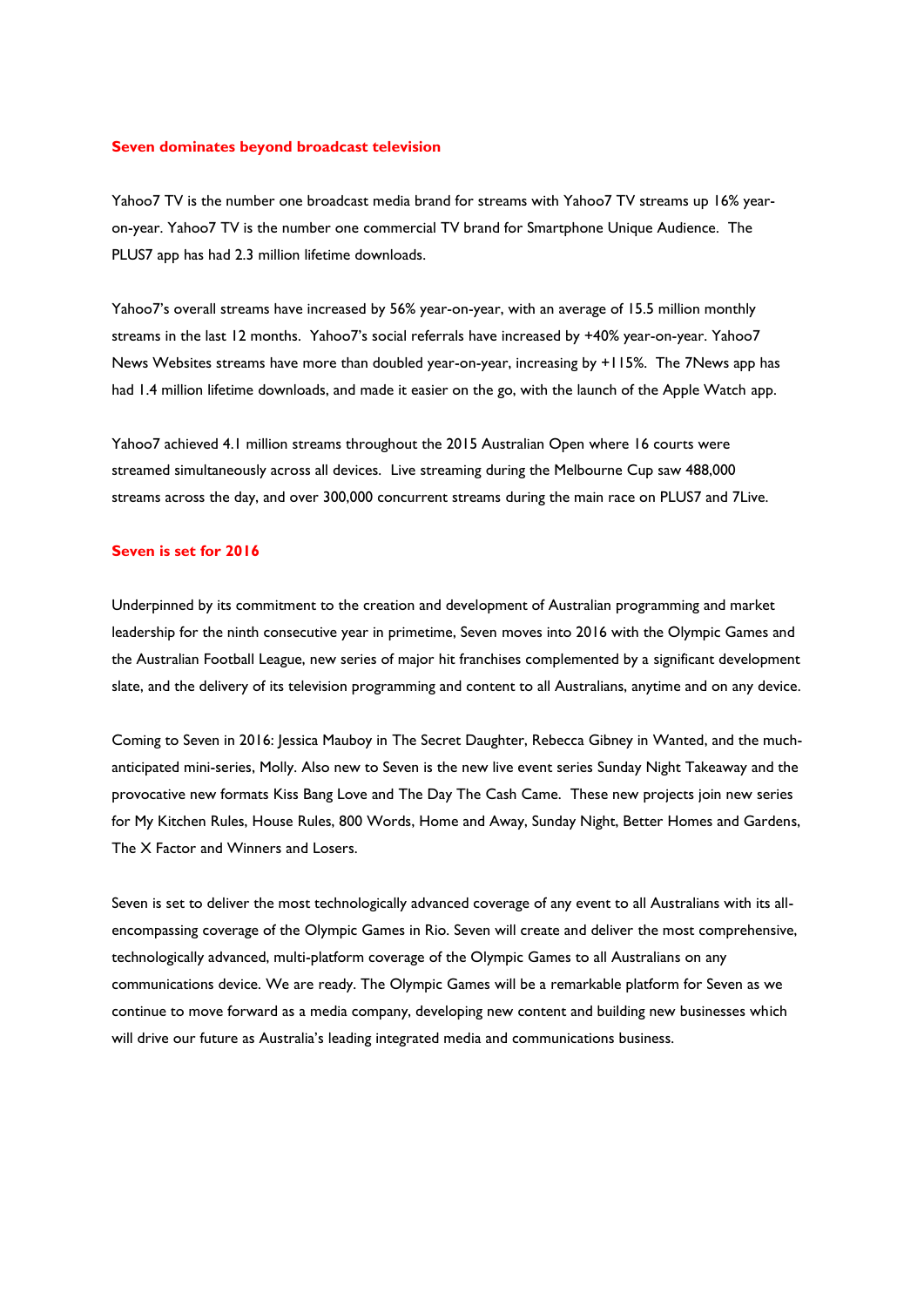## Seven dominates beyond broadcast television

Yahoo7 TV is the number one broadcast media brand for streams with Yahoo7 TV streams up 16% year-on-year. Yahoo7 TV is the number one commercial TV brand for Smartphone Unique Audience. The PLUS7 app has had 2.3 million lifetime downloads.

Yahoo7's overall streams have increased by 56% year-on-year, with an average of 15.5 million monthly streams in the last 12 months. Yahoo7's social referrals have increased by +40% year-on-year. Yahoo7 News Websites streams have more than doubled year-on-year, increasing by +115%. The 7News app has had 1.4 million lifetime downloads, and made it easier on the go, with the launch of the Apple Watch app.

Yahoo7 achieved 4.1 million streams throughout the 2015 Australian Open where 16 courts were streamed simultaneously across all devices. Live streaming during the Melbourne Cup saw 488,000 streams across the day, and over 300,000 concurrent streams during the main race on PLUS7 and 7Live.

## Seven is set for 2016

Underpinned by its commitment to the creation and development of Australian programming and market leadership for the ninth consecutive year in primetime, Seven moves into 2016 with the Olympic Games and the Australian Football League, new series of major hit franchises complemented by a significant development slate, and the delivery of its television programming and content to all Australians, anytime and on any device.

Coming to Seven in 2016: Jessica Mauboy in The Secret Daughter, Rebecca Gibney in Wanted, and the much-anticipated mini-series, Molly. Also new to Seven is the new live event series Sunday Night Takeaway and the provocative new formats Kiss Bang Love and The Day The Cash Came. These new projects join new series for My Kitchen Rules, House Rules, 800 Words, Home and Away, Sunday Night, Better Homes and Gardens, The X Factor and Winners and Losers.

Seven is set to deliver the most technologically advanced coverage of any event to all Australians with its all-encompassing coverage of the Olympic Games in Rio. Seven will create and deliver the most comprehensive, technologically advanced, multi-platform coverage of the Olympic Games to all Australians on any communications device. We are ready. The Olympic Games will be a remarkable platform for Seven as we continue to move forward as a media company, developing new content and building new businesses which will drive our future as Australia's leading integrated media and communications business.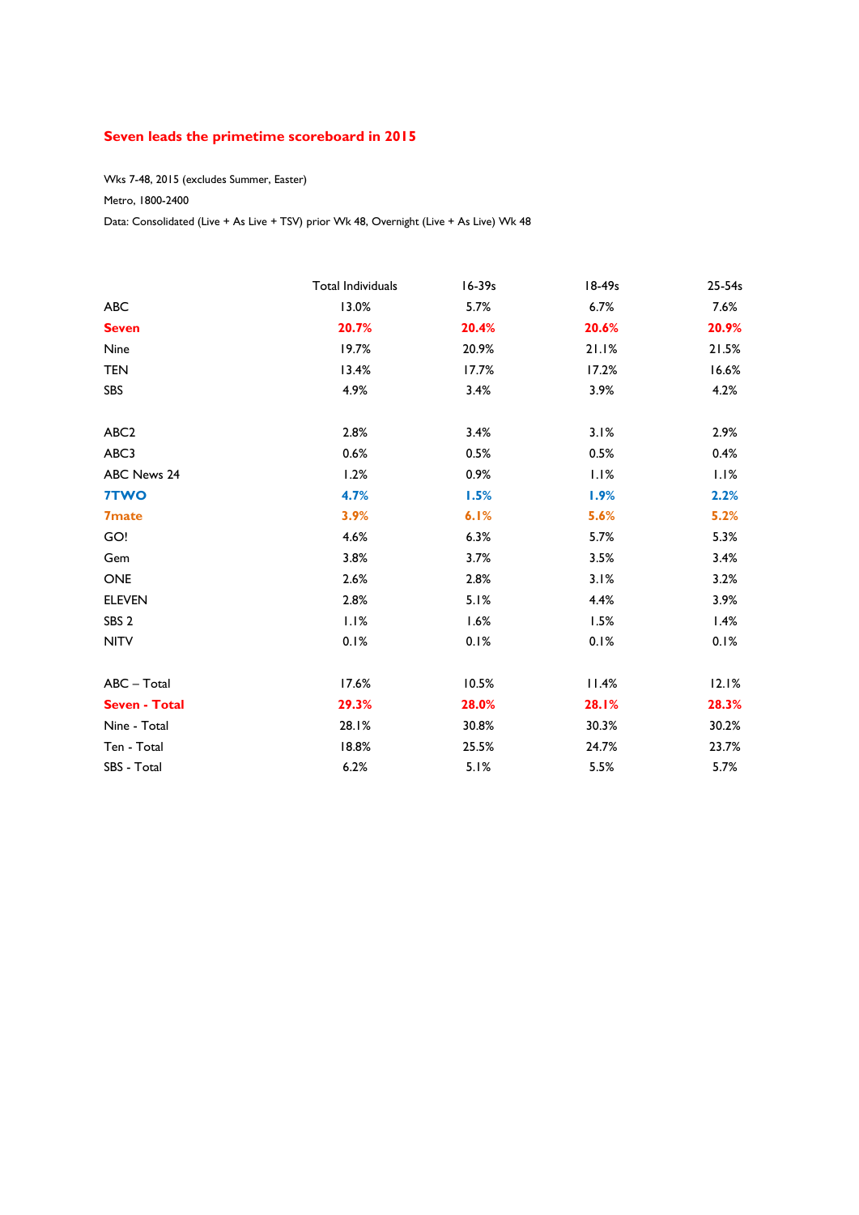## Seven leads the primetime scoreboard in 2015

Wks 7-48, 2015 (excludes Summer, Easter)

Metro, 1800-2400

Data: Consolidated (Live + As Live + TSV) prior Wk 48, Overnight (Live + As Live) Wk 48

| | Total Individuals | 16-39s | 18-49s | 25-54s |
|---|---|---|---|---|
| ABC | 13.0% | 5.7% | 6.7% | 7.6% |
| **Seven** | **20.7%** | **20.4%** | **20.6%** | **20.9%** |
| Nine | 19.7% | 20.9% | 21.1% | 21.5% |
| TEN | 13.4% | 17.7% | 17.2% | 16.6% |
| SBS | 4.9% | 3.4% | 3.9% | 4.2% |
| | | | | |
| ABC2 | 2.8% | 3.4% | 3.1% | 2.9% |
| ABC3 | 0.6% | 0.5% | 0.5% | 0.4% |
| ABC News 24 | 1.2% | 0.9% | 1.1% | 1.1% |
| **7TWO** | **4.7%** | **1.5%** | **1.9%** | **2.2%** |
| **7mate** | **3.9%** | **6.1%** | **5.6%** | **5.2%** |
| GO! | 4.6% | 6.3% | 5.7% | 5.3% |
| Gem | 3.8% | 3.7% | 3.5% | 3.4% |
| ONE | 2.6% | 2.8% | 3.1% | 3.2% |
| ELEVEN | 2.8% | 5.1% | 4.4% | 3.9% |
| SBS 2 | 1.1% | 1.6% | 1.5% | 1.4% |
| NITV | 0.1% | 0.1% | 0.1% | 0.1% |
| | | | | |
| ABC – Total | 17.6% | 10.5% | 11.4% | 12.1% |
| **Seven - Total** | **29.3%** | **28.0%** | **28.1%** | **28.3%** |
| Nine - Total | 28.1% | 30.8% | 30.3% | 30.2% |
| Ten - Total | 18.8% | 25.5% | 24.7% | 23.7% |
| SBS - Total | 6.2% | 5.1% | 5.5% | 5.7% |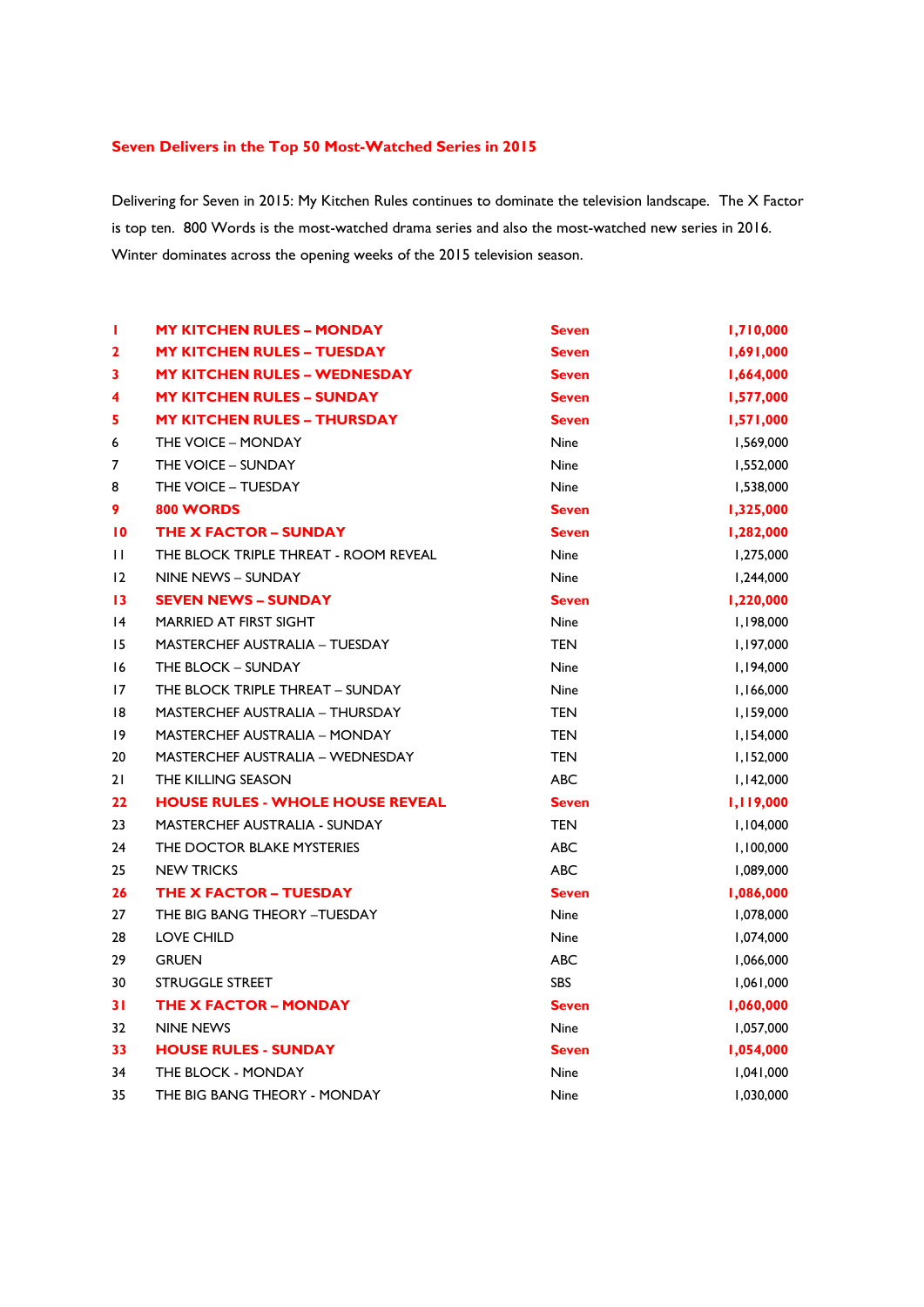**Seven Delivers in the Top 50 Most-Watched Series in 2015**

Delivering for Seven in 2015: My Kitchen Rules continues to dominate the television landscape. The X Factor is top ten. 800 Words is the most-watched drama series and also the most-watched new series in 2016. Winter dominates across the opening weeks of the 2015 television season.

| | | | |
|---|---|---|---|
| **1** | **MY KITCHEN RULES – MONDAY** | **Seven** | **1,710,000** |
| **2** | **MY KITCHEN RULES – TUESDAY** | **Seven** | **1,691,000** |
| **3** | **MY KITCHEN RULES – WEDNESDAY** | **Seven** | **1,664,000** |
| **4** | **MY KITCHEN RULES – SUNDAY** | **Seven** | **1,577,000** |
| **5** | **MY KITCHEN RULES – THURSDAY** | **Seven** | **1,571,000** |
| 6 | THE VOICE – MONDAY | Nine | 1,569,000 |
| 7 | THE VOICE – SUNDAY | Nine | 1,552,000 |
| 8 | THE VOICE – TUESDAY | Nine | 1,538,000 |
| **9** | **800 WORDS** | **Seven** | **1,325,000** |
| **10** | **THE X FACTOR – SUNDAY** | **Seven** | **1,282,000** |
| 11 | THE BLOCK TRIPLE THREAT - ROOM REVEAL | Nine | 1,275,000 |
| 12 | NINE NEWS – SUNDAY | Nine | 1,244,000 |
| **13** | **SEVEN NEWS – SUNDAY** | **Seven** | **1,220,000** |
| 14 | MARRIED AT FIRST SIGHT | Nine | 1,198,000 |
| 15 | MASTERCHEF AUSTRALIA – TUESDAY | TEN | 1,197,000 |
| 16 | THE BLOCK – SUNDAY | Nine | 1,194,000 |
| 17 | THE BLOCK TRIPLE THREAT – SUNDAY | Nine | 1,166,000 |
| 18 | MASTERCHEF AUSTRALIA – THURSDAY | TEN | 1,159,000 |
| 19 | MASTERCHEF AUSTRALIA – MONDAY | TEN | 1,154,000 |
| 20 | MASTERCHEF AUSTRALIA – WEDNESDAY | TEN | 1,152,000 |
| 21 | THE KILLING SEASON | ABC | 1,142,000 |
| **22** | **HOUSE RULES - WHOLE HOUSE REVEAL** | **Seven** | **1,119,000** |
| 23 | MASTERCHEF AUSTRALIA - SUNDAY | TEN | 1,104,000 |
| 24 | THE DOCTOR BLAKE MYSTERIES | ABC | 1,100,000 |
| 25 | NEW TRICKS | ABC | 1,089,000 |
| **26** | **THE X FACTOR – TUESDAY** | **Seven** | **1,086,000** |
| 27 | THE BIG BANG THEORY –TUESDAY | Nine | 1,078,000 |
| 28 | LOVE CHILD | Nine | 1,074,000 |
| 29 | GRUEN | ABC | 1,066,000 |
| 30 | STRUGGLE STREET | SBS | 1,061,000 |
| **31** | **THE X FACTOR – MONDAY** | **Seven** | **1,060,000** |
| 32 | NINE NEWS | Nine | 1,057,000 |
| **33** | **HOUSE RULES - SUNDAY** | **Seven** | **1,054,000** |
| 34 | THE BLOCK - MONDAY | Nine | 1,041,000 |
| 35 | THE BIG BANG THEORY - MONDAY | Nine | 1,030,000 |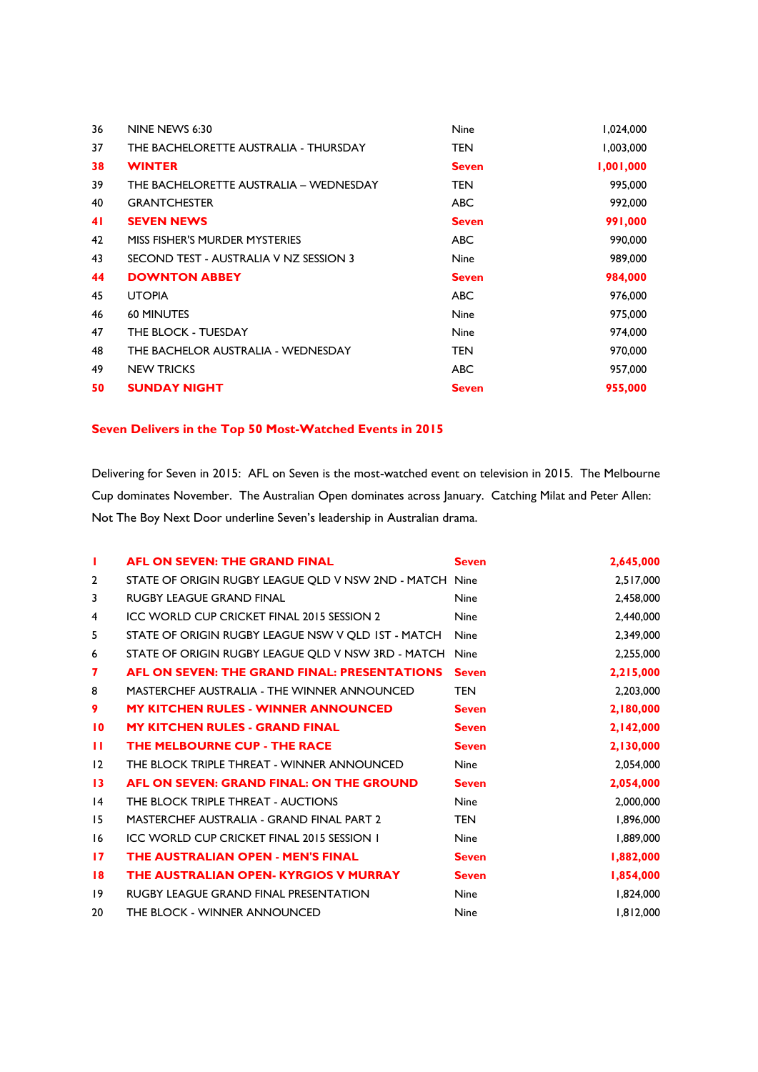| | | | |
|---|---|---|---|
| 36 | NINE NEWS 6:30 | Nine | 1,024,000 |
| 37 | THE BACHELORETTE AUSTRALIA - THURSDAY | TEN | 1,003,000 |
| **38** | **WINTER** | **Seven** | **1,001,000** |
| 39 | THE BACHELORETTE AUSTRALIA – WEDNESDAY | TEN | 995,000 |
| 40 | GRANTCHESTER | ABC | 992,000 |
| **41** | **SEVEN NEWS** | **Seven** | **991,000** |
| 42 | MISS FISHER'S MURDER MYSTERIES | ABC | 990,000 |
| 43 | SECOND TEST - AUSTRALIA V NZ SESSION 3 | Nine | 989,000 |
| **44** | **DOWNTON ABBEY** | **Seven** | **984,000** |
| 45 | UTOPIA | ABC | 976,000 |
| 46 | 60 MINUTES | Nine | 975,000 |
| 47 | THE BLOCK - TUESDAY | Nine | 974,000 |
| 48 | THE BACHELOR AUSTRALIA - WEDNESDAY | TEN | 970,000 |
| 49 | NEW TRICKS | ABC | 957,000 |
| **50** | **SUNDAY NIGHT** | **Seven** | **955,000** |

## Seven Delivers in the Top 50 Most-Watched Events in 2015

Delivering for Seven in 2015: AFL on Seven is the most-watched event on television in 2015. The Melbourne Cup dominates November. The Australian Open dominates across January. Catching Milat and Peter Allen: Not The Boy Next Door underline Seven's leadership in Australian drama.

| | | | |
|---|---|---|---|
| **1** | **AFL ON SEVEN: THE GRAND FINAL** | **Seven** | **2,645,000** |
| 2 | STATE OF ORIGIN RUGBY LEAGUE QLD V NSW 2ND - MATCH | Nine | 2,517,000 |
| 3 | RUGBY LEAGUE GRAND FINAL | Nine | 2,458,000 |
| 4 | ICC WORLD CUP CRICKET FINAL 2015 SESSION 2 | Nine | 2,440,000 |
| 5 | STATE OF ORIGIN RUGBY LEAGUE NSW V QLD 1ST - MATCH | Nine | 2,349,000 |
| 6 | STATE OF ORIGIN RUGBY LEAGUE QLD V NSW 3RD - MATCH | Nine | 2,255,000 |
| **7** | **AFL ON SEVEN: THE GRAND FINAL: PRESENTATIONS** | **Seven** | **2,215,000** |
| 8 | MASTERCHEF AUSTRALIA - THE WINNER ANNOUNCED | TEN | 2,203,000 |
| **9** | **MY KITCHEN RULES - WINNER ANNOUNCED** | **Seven** | **2,180,000** |
| **10** | **MY KITCHEN RULES - GRAND FINAL** | **Seven** | **2,142,000** |
| **11** | **THE MELBOURNE CUP - THE RACE** | **Seven** | **2,130,000** |
| 12 | THE BLOCK TRIPLE THREAT - WINNER ANNOUNCED | Nine | 2,054,000 |
| **13** | **AFL ON SEVEN: GRAND FINAL: ON THE GROUND** | **Seven** | **2,054,000** |
| 14 | THE BLOCK TRIPLE THREAT - AUCTIONS | Nine | 2,000,000 |
| 15 | MASTERCHEF AUSTRALIA - GRAND FINAL PART 2 | TEN | 1,896,000 |
| 16 | ICC WORLD CUP CRICKET FINAL 2015 SESSION 1 | Nine | 1,889,000 |
| **17** | **THE AUSTRALIAN OPEN - MEN'S FINAL** | **Seven** | **1,882,000** |
| **18** | **THE AUSTRALIAN OPEN- KYRGIOS V MURRAY** | **Seven** | **1,854,000** |
| 19 | RUGBY LEAGUE GRAND FINAL PRESENTATION | Nine | 1,824,000 |
| 20 | THE BLOCK - WINNER ANNOUNCED | Nine | 1,812,000 |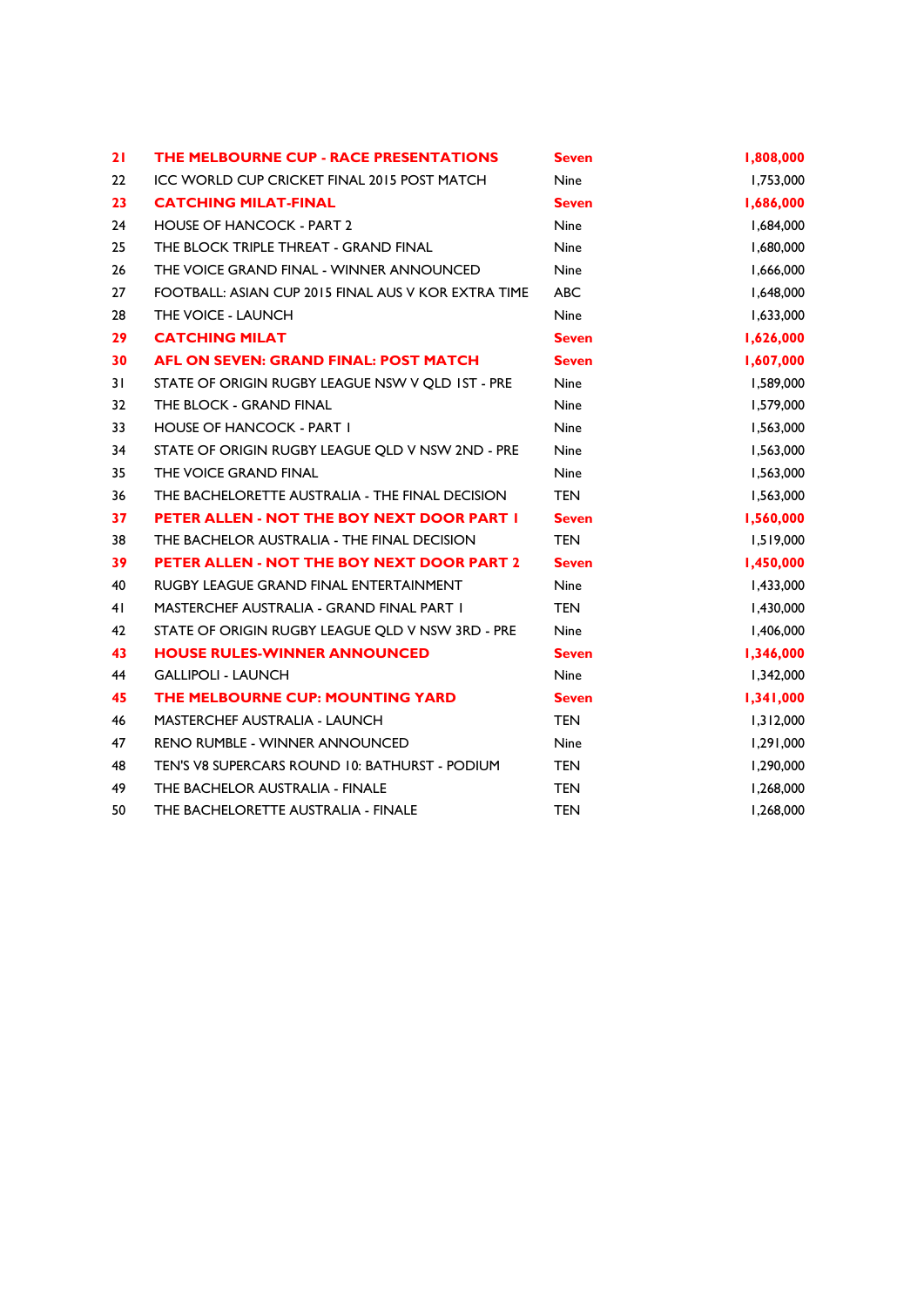| | | | |
|---|---|---|---|
| **21** | **THE MELBOURNE CUP - RACE PRESENTATIONS** | **Seven** | **1,808,000** |
| 22 | ICC WORLD CUP CRICKET FINAL 2015 POST MATCH | Nine | 1,753,000 |
| **23** | **CATCHING MILAT-FINAL** | **Seven** | **1,686,000** |
| 24 | HOUSE OF HANCOCK - PART 2 | Nine | 1,684,000 |
| 25 | THE BLOCK TRIPLE THREAT - GRAND FINAL | Nine | 1,680,000 |
| 26 | THE VOICE GRAND FINAL - WINNER ANNOUNCED | Nine | 1,666,000 |
| 27 | FOOTBALL: ASIAN CUP 2015 FINAL AUS V KOR EXTRA TIME | ABC | 1,648,000 |
| 28 | THE VOICE - LAUNCH | Nine | 1,633,000 |
| **29** | **CATCHING MILAT** | **Seven** | **1,626,000** |
| **30** | **AFL ON SEVEN: GRAND FINAL: POST MATCH** | **Seven** | **1,607,000** |
| 31 | STATE OF ORIGIN RUGBY LEAGUE NSW V QLD 1ST - PRE | Nine | 1,589,000 |
| 32 | THE BLOCK - GRAND FINAL | Nine | 1,579,000 |
| 33 | HOUSE OF HANCOCK - PART 1 | Nine | 1,563,000 |
| 34 | STATE OF ORIGIN RUGBY LEAGUE QLD V NSW 2ND - PRE | Nine | 1,563,000 |
| 35 | THE VOICE GRAND FINAL | Nine | 1,563,000 |
| 36 | THE BACHELORETTE AUSTRALIA - THE FINAL DECISION | TEN | 1,563,000 |
| **37** | **PETER ALLEN - NOT THE BOY NEXT DOOR PART 1** | **Seven** | **1,560,000** |
| 38 | THE BACHELOR AUSTRALIA - THE FINAL DECISION | TEN | 1,519,000 |
| **39** | **PETER ALLEN - NOT THE BOY NEXT DOOR PART 2** | **Seven** | **1,450,000** |
| 40 | RUGBY LEAGUE GRAND FINAL ENTERTAINMENT | Nine | 1,433,000 |
| 41 | MASTERCHEF AUSTRALIA - GRAND FINAL PART 1 | TEN | 1,430,000 |
| 42 | STATE OF ORIGIN RUGBY LEAGUE QLD V NSW 3RD - PRE | Nine | 1,406,000 |
| **43** | **HOUSE RULES-WINNER ANNOUNCED** | **Seven** | **1,346,000** |
| 44 | GALLIPOLI - LAUNCH | Nine | 1,342,000 |
| **45** | **THE MELBOURNE CUP: MOUNTING YARD** | **Seven** | **1,341,000** |
| 46 | MASTERCHEF AUSTRALIA - LAUNCH | TEN | 1,312,000 |
| 47 | RENO RUMBLE - WINNER ANNOUNCED | Nine | 1,291,000 |
| 48 | TEN'S V8 SUPERCARS ROUND 10: BATHURST - PODIUM | TEN | 1,290,000 |
| 49 | THE BACHELOR AUSTRALIA - FINALE | TEN | 1,268,000 |
| 50 | THE BACHELORETTE AUSTRALIA - FINALE | TEN | 1,268,000 |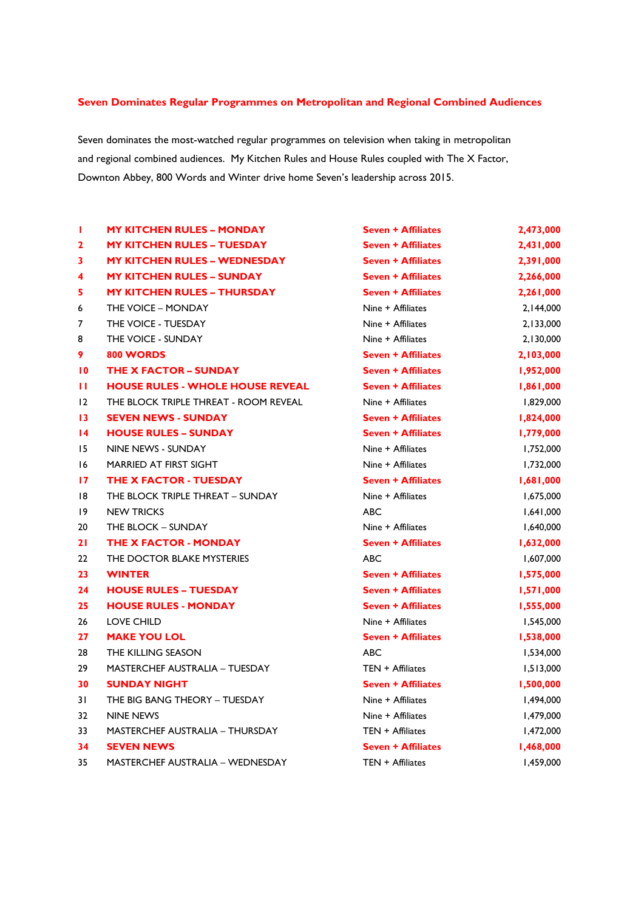**Seven Dominates Regular Programmes on Metropolitan and Regional Combined Audiences**

Seven dominates the most-watched regular programmes on television when taking in metropolitan and regional combined audiences. My Kitchen Rules and House Rules coupled with The X Factor, Downton Abbey, 800 Words and Winter drive home Seven's leadership across 2015.

| | | | |
|---|---|---|---|
| **1** | **MY KITCHEN RULES – MONDAY** | **Seven + Affiliates** | **2,473,000** |
| **2** | **MY KITCHEN RULES – TUESDAY** | **Seven + Affiliates** | **2,431,000** |
| **3** | **MY KITCHEN RULES – WEDNESDAY** | **Seven + Affiliates** | **2,391,000** |
| **4** | **MY KITCHEN RULES – SUNDAY** | **Seven + Affiliates** | **2,266,000** |
| **5** | **MY KITCHEN RULES – THURSDAY** | **Seven + Affiliates** | **2,261,000** |
| 6 | THE VOICE – MONDAY | Nine + Affiliates | 2,144,000 |
| 7 | THE VOICE - TUESDAY | Nine + Affiliates | 2,133,000 |
| 8 | THE VOICE - SUNDAY | Nine + Affiliates | 2,130,000 |
| **9** | **800 WORDS** | **Seven + Affiliates** | **2,103,000** |
| **10** | **THE X FACTOR – SUNDAY** | **Seven + Affiliates** | **1,952,000** |
| **11** | **HOUSE RULES - WHOLE HOUSE REVEAL** | **Seven + Affiliates** | **1,861,000** |
| 12 | THE BLOCK TRIPLE THREAT - ROOM REVEAL | Nine + Affiliates | 1,829,000 |
| **13** | **SEVEN NEWS - SUNDAY** | **Seven + Affiliates** | **1,824,000** |
| **14** | **HOUSE RULES – SUNDAY** | **Seven + Affiliates** | **1,779,000** |
| 15 | NINE NEWS - SUNDAY | Nine + Affiliates | 1,752,000 |
| 16 | MARRIED AT FIRST SIGHT | Nine + Affiliates | 1,732,000 |
| **17** | **THE X FACTOR - TUESDAY** | **Seven + Affiliates** | **1,681,000** |
| 18 | THE BLOCK TRIPLE THREAT – SUNDAY | Nine + Affiliates | 1,675,000 |
| 19 | NEW TRICKS | ABC | 1,641,000 |
| 20 | THE BLOCK – SUNDAY | Nine + Affiliates | 1,640,000 |
| **21** | **THE X FACTOR - MONDAY** | **Seven + Affiliates** | **1,632,000** |
| 22 | THE DOCTOR BLAKE MYSTERIES | ABC | 1,607,000 |
| **23** | **WINTER** | **Seven + Affiliates** | **1,575,000** |
| **24** | **HOUSE RULES – TUESDAY** | **Seven + Affiliates** | **1,571,000** |
| **25** | **HOUSE RULES - MONDAY** | **Seven + Affiliates** | **1,555,000** |
| 26 | LOVE CHILD | Nine + Affiliates | 1,545,000 |
| **27** | **MAKE YOU LOL** | **Seven + Affiliates** | **1,538,000** |
| 28 | THE KILLING SEASON | ABC | 1,534,000 |
| 29 | MASTERCHEF AUSTRALIA – TUESDAY | TEN + Affiliates | 1,513,000 |
| **30** | **SUNDAY NIGHT** | **Seven + Affiliates** | **1,500,000** |
| 31 | THE BIG BANG THEORY – TUESDAY | Nine + Affiliates | 1,494,000 |
| 32 | NINE NEWS | Nine + Affiliates | 1,479,000 |
| 33 | MASTERCHEF AUSTRALIA – THURSDAY | TEN + Affiliates | 1,472,000 |
| **34** | **SEVEN NEWS** | **Seven + Affiliates** | **1,468,000** |
| 35 | MASTERCHEF AUSTRALIA – WEDNESDAY | TEN + Affiliates | 1,459,000 |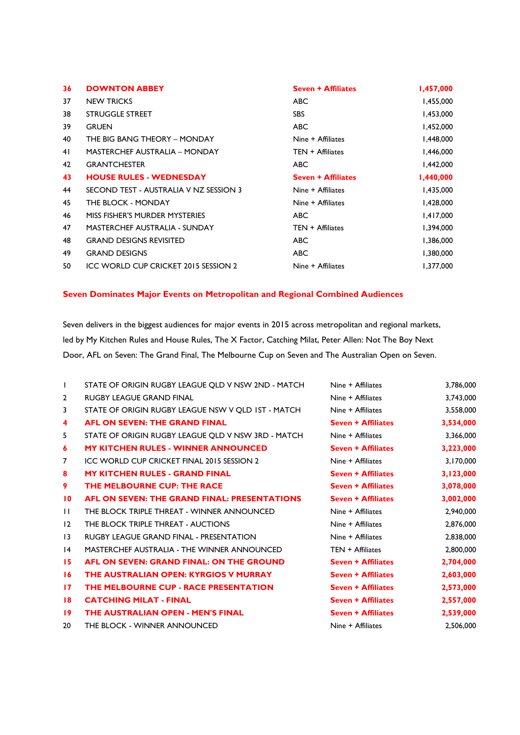| | | | |
|---|---|---|---|
| **36** | **DOWNTON ABBEY** | **Seven + Affiliates** | **1,457,000** |
| 37 | NEW TRICKS | ABC | 1,455,000 |
| 38 | STRUGGLE STREET | SBS | 1,453,000 |
| 39 | GRUEN | ABC | 1,452,000 |
| 40 | THE BIG BANG THEORY – MONDAY | Nine + Affiliates | 1,448,000 |
| 41 | MASTERCHEF AUSTRALIA – MONDAY | TEN + Affiliates | 1,446,000 |
| 42 | GRANTCHESTER | ABC | 1,442,000 |
| **43** | **HOUSE RULES - WEDNESDAY** | **Seven + Affiliates** | **1,440,000** |
| 44 | SECOND TEST - AUSTRALIA V NZ SESSION 3 | Nine + Affiliates | 1,435,000 |
| 45 | THE BLOCK - MONDAY | Nine + Affiliates | 1,428,000 |
| 46 | MISS FISHER'S MURDER MYSTERIES | ABC | 1,417,000 |
| 47 | MASTERCHEF AUSTRALIA - SUNDAY | TEN + Affiliates | 1,394,000 |
| 48 | GRAND DESIGNS REVISITED | ABC | 1,386,000 |
| 49 | GRAND DESIGNS | ABC | 1,380,000 |
| 50 | ICC WORLD CUP CRICKET 2015 SESSION 2 | Nine + Affiliates | 1,377,000 |

## Seven Dominates Major Events on Metropolitan and Regional Combined Audiences

Seven delivers in the biggest audiences for major events in 2015 across metropolitan and regional markets, led by My Kitchen Rules and House Rules, The X Factor, Catching Milat, Peter Allen: Not The Boy Next Door, AFL on Seven: The Grand Final, The Melbourne Cup on Seven and The Australian Open on Seven.

| | | | |
|---|---|---|---|
| 1 | STATE OF ORIGIN RUGBY LEAGUE QLD V NSW 2ND - MATCH | Nine + Affiliates | 3,786,000 |
| 2 | RUGBY LEAGUE GRAND FINAL | Nine + Affiliates | 3,743,000 |
| 3 | STATE OF ORIGIN RUGBY LEAGUE NSW V QLD 1ST - MATCH | Nine + Affiliates | 3,558,000 |
| **4** | **AFL ON SEVEN: THE GRAND FINAL** | **Seven + Affiliates** | **3,534,000** |
| 5 | STATE OF ORIGIN RUGBY LEAGUE QLD V NSW 3RD - MATCH | Nine + Affiliates | 3,366,000 |
| **6** | **MY KITCHEN RULES - WINNER ANNOUNCED** | **Seven + Affiliates** | **3,223,000** |
| 7 | ICC WORLD CUP CRICKET FINAL 2015 SESSION 2 | Nine + Affiliates | 3,170,000 |
| **8** | **MY KITCHEN RULES - GRAND FINAL** | **Seven + Affiliates** | **3,123,000** |
| **9** | **THE MELBOURNE CUP: THE RACE** | **Seven + Affiliates** | **3,078,000** |
| **10** | **AFL ON SEVEN: THE GRAND FINAL: PRESENTATIONS** | **Seven + Affiliates** | **3,002,000** |
| 11 | THE BLOCK TRIPLE THREAT - WINNER ANNOUNCED | Nine + Affiliates | 2,940,000 |
| 12 | THE BLOCK TRIPLE THREAT - AUCTIONS | Nine + Affiliates | 2,876,000 |
| 13 | RUGBY LEAGUE GRAND FINAL - PRESENTATION | Nine + Affiliates | 2,838,000 |
| 14 | MASTERCHEF AUSTRALIA - THE WINNER ANNOUNCED | TEN + Affiliates | 2,800,000 |
| **15** | **AFL ON SEVEN: GRAND FINAL: ON THE GROUND** | **Seven + Affiliates** | **2,704,000** |
| **16** | **THE AUSTRALIAN OPEN: KYRGIOS V MURRAY** | **Seven + Affiliates** | **2,603,000** |
| **17** | **THE MELBOURNE CUP - RACE PRESENTATION** | **Seven + Affiliates** | **2,573,000** |
| **18** | **CATCHING MILAT - FINAL** | **Seven + Affiliates** | **2,557,000** |
| **19** | **THE AUSTRALIAN OPEN - MEN'S FINAL** | **Seven + Affiliates** | **2,539,000** |
| 20 | THE BLOCK - WINNER ANNOUNCED | Nine + Affiliates | 2,506,000 |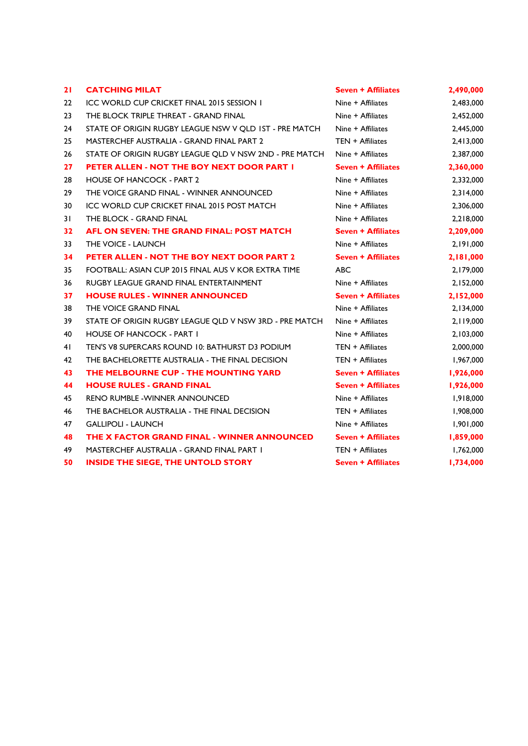| | | | |
|---|---|---|---|
| **21** | **CATCHING MILAT** | **Seven + Affiliates** | **2,490,000** |
| 22 | ICC WORLD CUP CRICKET FINAL 2015 SESSION 1 | Nine + Affiliates | 2,483,000 |
| 23 | THE BLOCK TRIPLE THREAT - GRAND FINAL | Nine + Affiliates | 2,452,000 |
| 24 | STATE OF ORIGIN RUGBY LEAGUE NSW V QLD 1ST - PRE MATCH | Nine + Affiliates | 2,445,000 |
| 25 | MASTERCHEF AUSTRALIA - GRAND FINAL PART 2 | TEN + Affiliates | 2,413,000 |
| 26 | STATE OF ORIGIN RUGBY LEAGUE QLD V NSW 2ND - PRE MATCH | Nine + Affiliates | 2,387,000 |
| **27** | **PETER ALLEN - NOT THE BOY NEXT DOOR PART 1** | **Seven + Affiliates** | **2,360,000** |
| 28 | HOUSE OF HANCOCK - PART 2 | Nine + Affiliates | 2,332,000 |
| 29 | THE VOICE GRAND FINAL - WINNER ANNOUNCED | Nine + Affiliates | 2,314,000 |
| 30 | ICC WORLD CUP CRICKET FINAL 2015 POST MATCH | Nine + Affiliates | 2,306,000 |
| 31 | THE BLOCK - GRAND FINAL | Nine + Affiliates | 2,218,000 |
| **32** | **AFL ON SEVEN: THE GRAND FINAL: POST MATCH** | **Seven + Affiliates** | **2,209,000** |
| 33 | THE VOICE - LAUNCH | Nine + Affiliates | 2,191,000 |
| **34** | **PETER ALLEN - NOT THE BOY NEXT DOOR PART 2** | **Seven + Affiliates** | **2,181,000** |
| 35 | FOOTBALL: ASIAN CUP 2015 FINAL AUS V KOR EXTRA TIME | ABC | 2,179,000 |
| 36 | RUGBY LEAGUE GRAND FINAL ENTERTAINMENT | Nine + Affiliates | 2,152,000 |
| **37** | **HOUSE RULES - WINNER ANNOUNCED** | **Seven + Affiliates** | **2,152,000** |
| 38 | THE VOICE GRAND FINAL | Nine + Affiliates | 2,134,000 |
| 39 | STATE OF ORIGIN RUGBY LEAGUE QLD V NSW 3RD - PRE MATCH | Nine + Affiliates | 2,119,000 |
| 40 | HOUSE OF HANCOCK - PART 1 | Nine + Affiliates | 2,103,000 |
| 41 | TEN'S V8 SUPERCARS ROUND 10: BATHURST D3 PODIUM | TEN + Affiliates | 2,000,000 |
| 42 | THE BACHELORETTE AUSTRALIA - THE FINAL DECISION | TEN + Affiliates | 1,967,000 |
| **43** | **THE MELBOURNE CUP - THE MOUNTING YARD** | **Seven + Affiliates** | **1,926,000** |
| **44** | **HOUSE RULES - GRAND FINAL** | **Seven + Affiliates** | **1,926,000** |
| 45 | RENO RUMBLE -WINNER ANNOUNCED | Nine + Affiliates | 1,918,000 |
| 46 | THE BACHELOR AUSTRALIA - THE FINAL DECISION | TEN + Affiliates | 1,908,000 |
| 47 | GALLIPOLI - LAUNCH | Nine + Affiliates | 1,901,000 |
| **48** | **THE X FACTOR GRAND FINAL - WINNER ANNOUNCED** | **Seven + Affiliates** | **1,859,000** |
| 49 | MASTERCHEF AUSTRALIA - GRAND FINAL PART 1 | TEN + Affiliates | 1,762,000 |
| **50** | **INSIDE THE SIEGE, THE UNTOLD STORY** | **Seven + Affiliates** | **1,734,000** |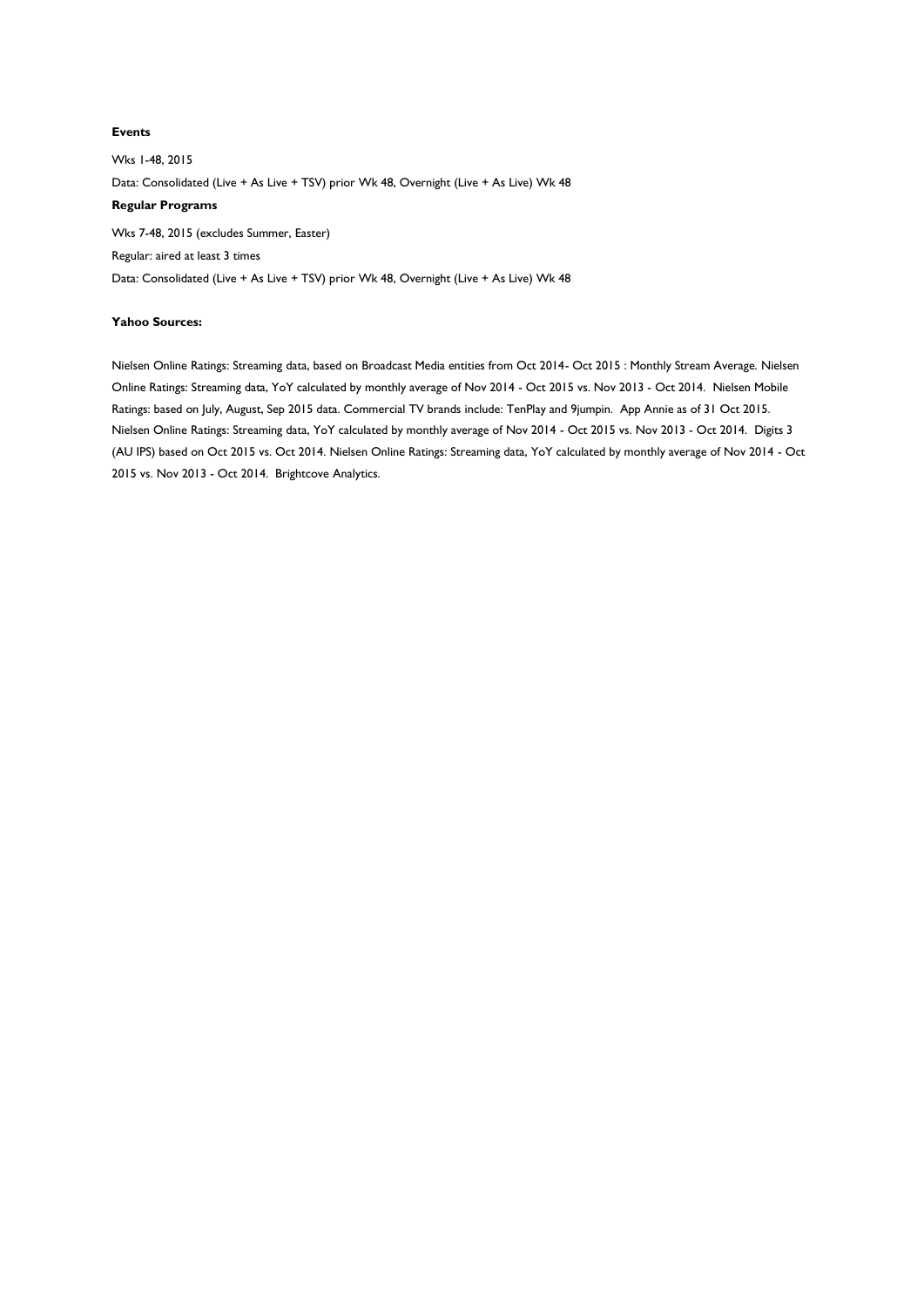**Events**

Wks 1-48, 2015

Data: Consolidated (Live + As Live + TSV) prior Wk 48, Overnight (Live + As Live) Wk 48

**Regular Programs**

Wks 7-48, 2015 (excludes Summer, Easter)

Regular: aired at least 3 times

Data: Consolidated (Live + As Live + TSV) prior Wk 48, Overnight (Live + As Live) Wk 48

**Yahoo Sources:**

Nielsen Online Ratings: Streaming data, based on Broadcast Media entities from Oct 2014- Oct 2015 : Monthly Stream Average. Nielsen Online Ratings: Streaming data, YoY calculated by monthly average of Nov 2014 - Oct 2015 vs. Nov 2013 - Oct 2014. Nielsen Mobile Ratings: based on July, August, Sep 2015 data. Commercial TV brands include: TenPlay and 9jumpin. App Annie as of 31 Oct 2015. Nielsen Online Ratings: Streaming data, YoY calculated by monthly average of Nov 2014 - Oct 2015 vs. Nov 2013 - Oct 2014. Digits 3 (AU IPS) based on Oct 2015 vs. Oct 2014. Nielsen Online Ratings: Streaming data, YoY calculated by monthly average of Nov 2014 - Oct 2015 vs. Nov 2013 - Oct 2014. Brightcove Analytics.